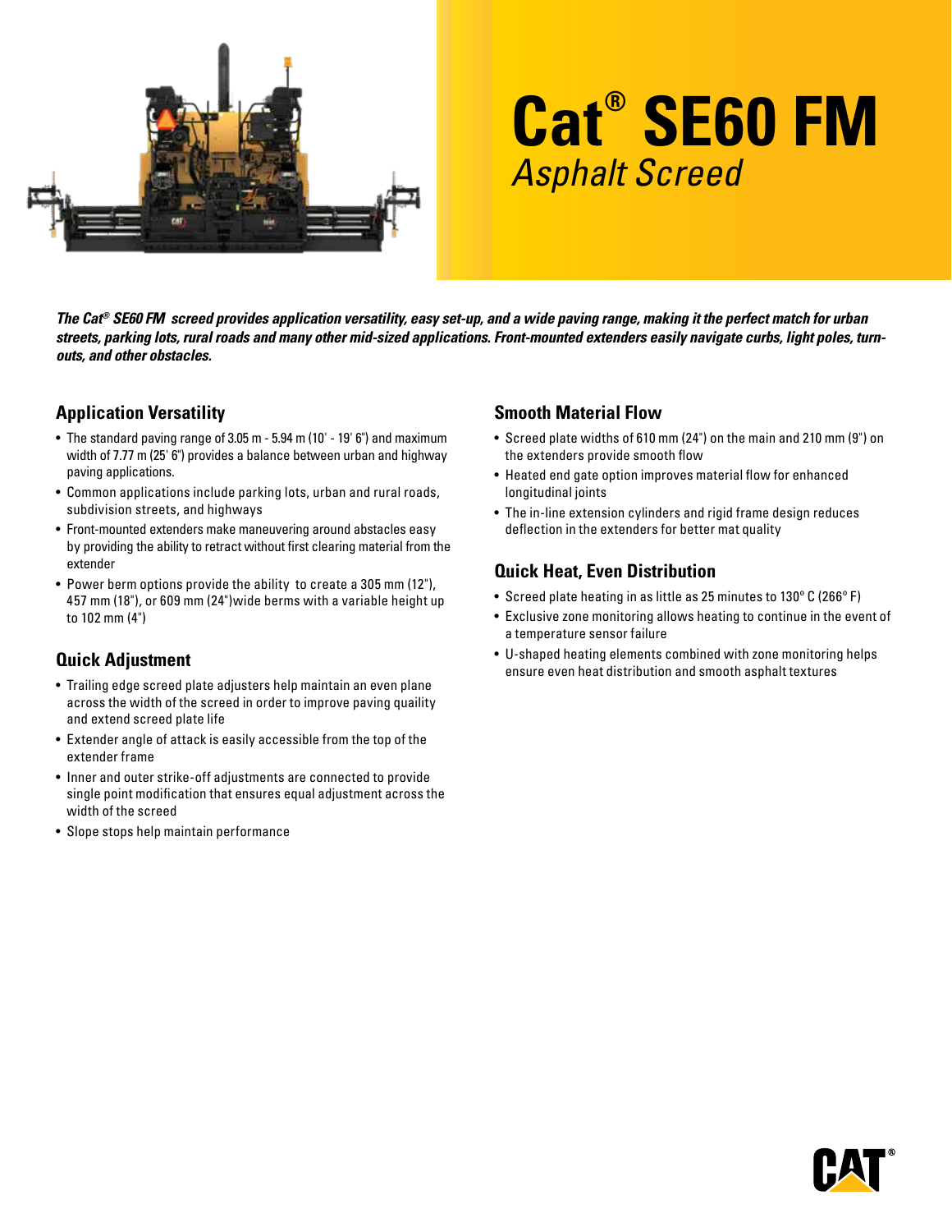# Cat® SE60 FM

## *Asphalt Screed*

***The Cat® SE60 FM screed provides application versatility, easy set-up, and a wide paving range, making it the perfect match for urban streets, parking lots, rural roads and many other mid-sized applications. Front-mounted extenders easily navigate curbs, light poles, turn-outs, and other obstacles.***

## Application Versatility

- The standard paving range of 3.05 m - 5.94 m (10' - 19' 6") and maximum width of 7.77 m (25' 6") provides a balance between urban and highway paving applications.
- Common applications include parking lots, urban and rural roads, subdivision streets, and highways
- Front-mounted extenders make maneuvering around abstacles easy by providing the ability to retract without first clearing material from the extender
- Power berm options provide the ability to create a 305 mm (12"), 457 mm (18"), or 609 mm (24")wide berms with a variable height up to 102 mm (4")

## Quick Adjustment

- Trailing edge screed plate adjusters help maintain an even plane across the width of the screed in order to improve paving quaility and extend screed plate life
- Extender angle of attack is easily accessible from the top of the extender frame
- Inner and outer strike-off adjustments are connected to provide single point modification that ensures equal adjustment across the width of the screed
- Slope stops help maintain performance

## Smooth Material Flow

- Screed plate widths of 610 mm (24") on the main and 210 mm (9") on the extenders provide smooth flow
- Heated end gate option improves material flow for enhanced longitudinal joints
- The in-line extension cylinders and rigid frame design reduces deflection in the extenders for better mat quality

## Quick Heat, Even Distribution

- Screed plate heating in as little as 25 minutes to 130° C (266° F)
- Exclusive zone monitoring allows heating to continue in the event of a temperature sensor failure
- U-shaped heating elements combined with zone monitoring helps ensure even heat distribution and smooth asphalt textures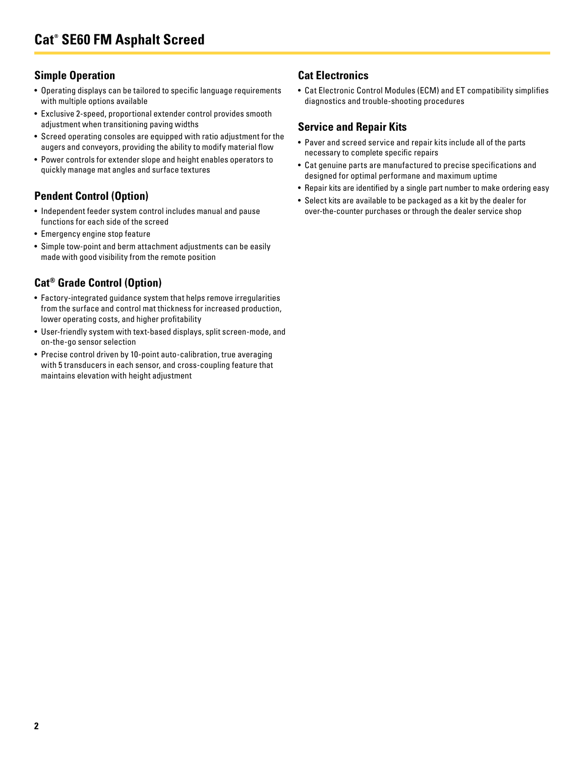# Cat® SE60 FM Asphalt Screed

## Simple Operation

- Operating displays can be tailored to specific language requirements with multiple options available
- Exclusive 2-speed, proportional extender control provides smooth adjustment when transitioning paving widths
- Screed operating consoles are equipped with ratio adjustment for the augers and conveyors, providing the ability to modify material flow
- Power controls for extender slope and height enables operators to quickly manage mat angles and surface textures

## Pendent Control (Option)

- Independent feeder system control includes manual and pause functions for each side of the screed
- Emergency engine stop feature
- Simple tow-point and berm attachment adjustments can be easily made with good visibility from the remote position

## Cat® Grade Control (Option)

- Factory-integrated guidance system that helps remove irregularities from the surface and control mat thickness for increased production, lower operating costs, and higher profitability
- User-friendly system with text-based displays, split screen-mode, and on-the-go sensor selection
- Precise control driven by 10-point auto-calibration, true averaging with 5 transducers in each sensor, and cross-coupling feature that maintains elevation with height adjustment

## Cat Electronics

- Cat Electronic Control Modules (ECM) and ET compatibility simplifies diagnostics and trouble-shooting procedures

## Service and Repair Kits

- Paver and screed service and repair kits include all of the parts necessary to complete specific repairs
- Cat genuine parts are manufactured to precise specifications and designed for optimal performane and maximum uptime
- Repair kits are identified by a single part number to make ordering easy
- Select kits are available to be packaged as a kit by the dealer for over-the-counter purchases or through the dealer service shop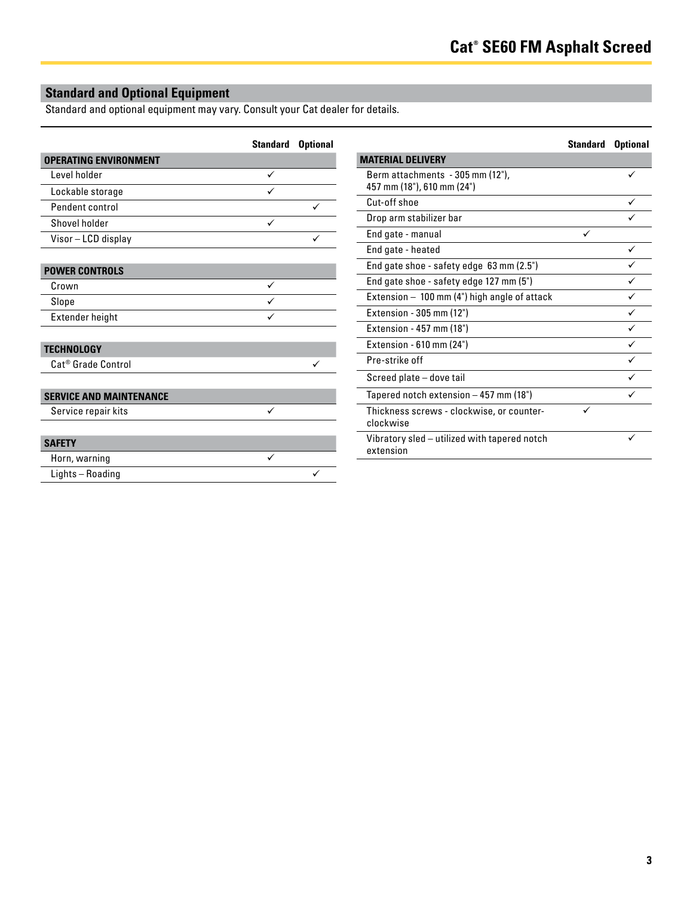## Standard and Optional Equipment

Standard and optional equipment may vary. Consult your Cat dealer for details.

| | Standard | Optional |
|---|---|---|
| **OPERATING ENVIRONMENT** | | |
| Level holder | ✓ | |
| Lockable storage | ✓ | |
| Pendent control | | ✓ |
| Shovel holder | ✓ | |
| Visor – LCD display | | ✓ |
| **POWER CONTROLS** | | |
| Crown | ✓ | |
| Slope | ✓ | |
| Extender height | ✓ | |
| **TECHNOLOGY** | | |
| Cat® Grade Control | | ✓ |
| **SERVICE AND MAINTENANCE** | | |
| Service repair kits | ✓ | |
| **SAFETY** | | |
| Horn, warning | ✓ | |
| Lights – Roading | | ✓ |

| | Standard | Optional |
|---|---|---|
| **MATERIAL DELIVERY** | | |
| Berm attachments - 305 mm (12"), 457 mm (18"), 610 mm (24") | | ✓ |
| Cut-off shoe | | ✓ |
| Drop arm stabilizer bar | | ✓ |
| End gate - manual | ✓ | |
| End gate - heated | | ✓ |
| End gate shoe - safety edge 63 mm (2.5") | | ✓ |
| End gate shoe - safety edge 127 mm (5") | | ✓ |
| Extension – 100 mm (4") high angle of attack | | ✓ |
| Extension - 305 mm (12") | | ✓ |
| Extension - 457 mm (18") | | ✓ |
| Extension - 610 mm (24") | | ✓ |
| Pre-strike off | | ✓ |
| Screed plate – dove tail | | ✓ |
| Tapered notch extension – 457 mm (18") | | ✓ |
| Thickness screws - clockwise, or counter-clockwise | ✓ | |
| Vibratory sled – utilized with tapered notch extension | | ✓ |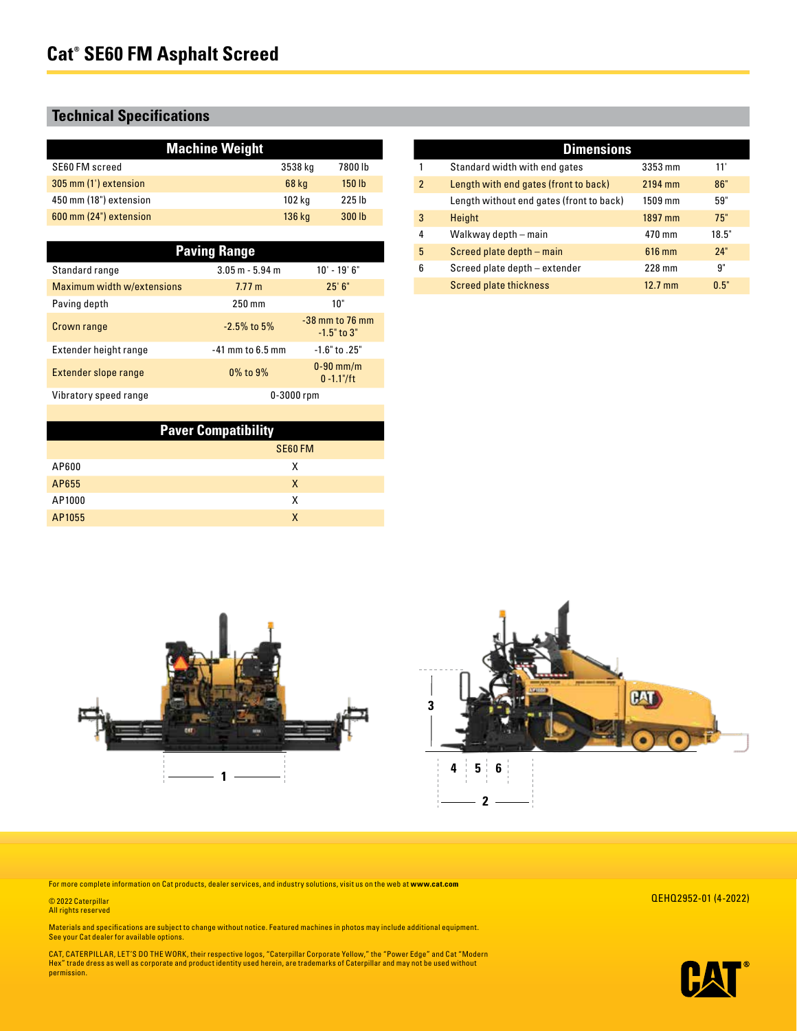# Cat® SE60 FM Asphalt Screed

## Technical Specifications

| Machine Weight | | |
|---|---|---|
| SE60 FM screed | 3538 kg | 7800 lb |
| 305 mm (1') extension | 68 kg | 150 lb |
| 450 mm (18") extension | 102 kg | 225 lb |
| 600 mm (24") extension | 136 kg | 300 lb |

| Paving Range | | |
|---|---|---|
| Standard range | 3.05 m - 5.94 m | 10' - 19' 6" |
| Maximum width w/extensions | 7.77 m | 25' 6" |
| Paving depth | 250 mm | 10" |
| Crown range | -2.5% to 5% | -38 mm to 76 mm<br>-1.5" to 3" |
| Extender height range | -41 mm to 6.5 mm | -1.6" to .25" |
| Extender slope range | 0% to 9% | 0-90 mm/m<br>0 -1.1"/ft |
| Vibratory speed range | 0-3000 rpm | |

| Paver Compatibility | |
|---|---|
| | SE60 FM |
| AP600 | X |
| AP655 | X |
| AP1000 | X |
| AP1055 | X |

| Dimensions | | | |
|---|---|---|---|
| 1 | Standard width with end gates | 3353 mm | 11' |
| 2 | Length with end gates (front to back) | 2194 mm | 86" |
| | Length without end gates (front to back) | 1509 mm | 59" |
| 3 | Height | 1897 mm | 75" |
| 4 | Walkway depth – main | 470 mm | 18.5" |
| 5 | Screed plate depth – main | 616 mm | 24" |
| 6 | Screed plate depth – extender | 228 mm | 9" |
| | Screed plate thickness | 12.7 mm | 0.5" |

1

3

4 5 6

2

For more complete information on Cat products, dealer services, and industry solutions, visit us on the web at **www.cat.com**

© 2022 Caterpillar
All rights reserved

QEHQ2952-01 (4-2022)

Materials and specifications are subject to change without notice. Featured machines in photos may include additional equipment. See your Cat dealer for available options.

CAT, CATERPILLAR, LET'S DO THE WORK, their respective logos, "Caterpillar Corporate Yellow," the "Power Edge" and Cat "Modern Hex" trade dress as well as corporate and product identity used herein, are trademarks of Caterpillar and may not be used without permission.